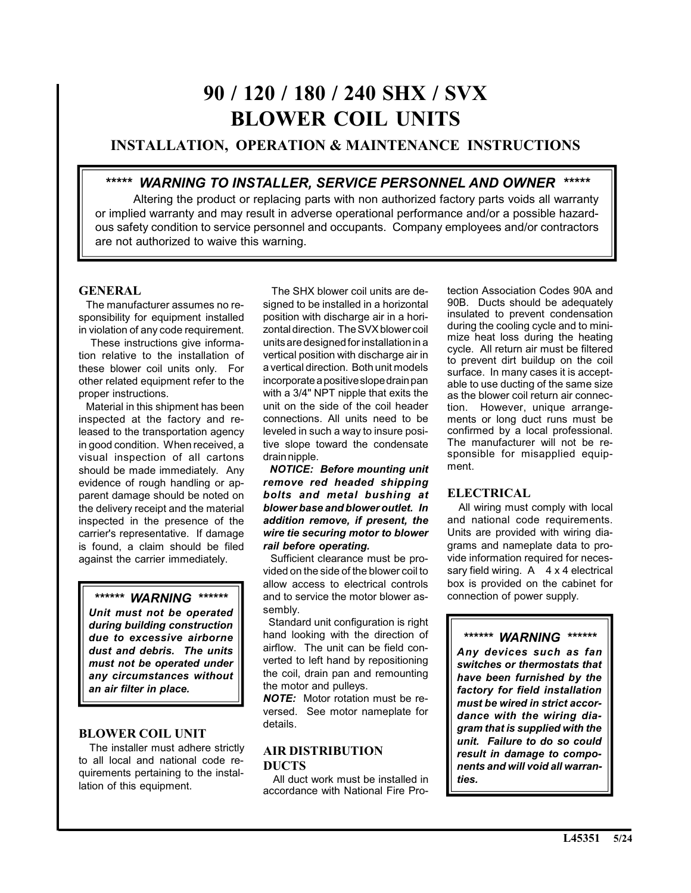# 90 / 120 / 180 / 240 SHX / SVX BLOWER COIL UNITS

## INSTALLATION, OPERATION & MAINTENANCE INSTRUCTIONS

> ***** ***WARNING TO INSTALLER, SERVICE PERSONNEL AND OWNER*** *****
>
> Altering the product or replacing parts with non authorized factory parts voids all warranty or implied warranty and may result in adverse operational performance and/or a possible hazardous safety condition to service personnel and occupants. Company employees and/or contractors are not authorized to waive this warning.

### GENERAL

The manufacturer assumes no responsibility for equipment installed in violation of any code requirement.

These instructions give information relative to the installation of these blower coil units only. For other related equipment refer to the proper instructions.

Material in this shipment has been inspected at the factory and released to the transportation agency in good condition. When received, a visual inspection of all cartons should be made immediately. Any evidence of rough handling or apparent damage should be noted on the delivery receipt and the material inspected in the presence of the carrier's representative. If damage is found, a claim should be filed against the carrier immediately.

> ****** ***WARNING*** ******
>
> ***Unit must not be operated during building construction due to excessive airborne dust and debris. The units must not be operated under any circumstances without an air filter in place.***

### BLOWER COIL UNIT

The installer must adhere strictly to all local and national code requirements pertaining to the installation of this equipment.

The SHX blower coil units are designed to be installed in a horizontal position with discharge air in a horizontal direction. The SVX blower coil units are designed for installation in a vertical position with discharge air in a vertical direction. Both unit models incorporate a positive slope drain pan with a 3/4" NPT nipple that exits the unit on the side of the coil header connections. All units need to be leveled in such a way to insure positive slope toward the condensate drain nipple.

***NOTICE: Before mounting unit remove red headed shipping bolts and metal bushing at blower base and blower outlet. In addition remove, if present, the wire tie securing motor to blower rail before operating.***

Sufficient clearance must be provided on the side of the blower coil to allow access to electrical controls and to service the motor blower assembly.

Standard unit configuration is right hand looking with the direction of airflow. The unit can be field converted to left hand by repositioning the coil, drain pan and remounting the motor and pulleys.

***NOTE:*** Motor rotation must be reversed. See motor nameplate for details.

### AIR DISTRIBUTION DUCTS

All duct work must be installed in accordance with National Fire Protection Association Codes 90A and 90B. Ducts should be adequately insulated to prevent condensation during the cooling cycle and to minimize heat loss during the heating cycle. All return air must be filtered to prevent dirt buildup on the coil surface. In many cases it is acceptable to use ducting of the same size as the blower coil return air connection. However, unique arrangements or long duct runs must be confirmed by a local professional. The manufacturer will not be responsible for misapplied equipment.

### ELECTRICAL

All wiring must comply with local and national code requirements. Units are provided with wiring diagrams and nameplate data to provide information required for necessary field wiring. A 4 x 4 electrical box is provided on the cabinet for connection of power supply.

> ****** ***WARNING*** ******
>
> ***Any devices such as fan switches or thermostats that have been furnished by the factory for field installation must be wired in strict accordance with the wiring diagram that is supplied with the unit. Failure to do so could result in damage to components and will void all warranties.***

L45351 5/24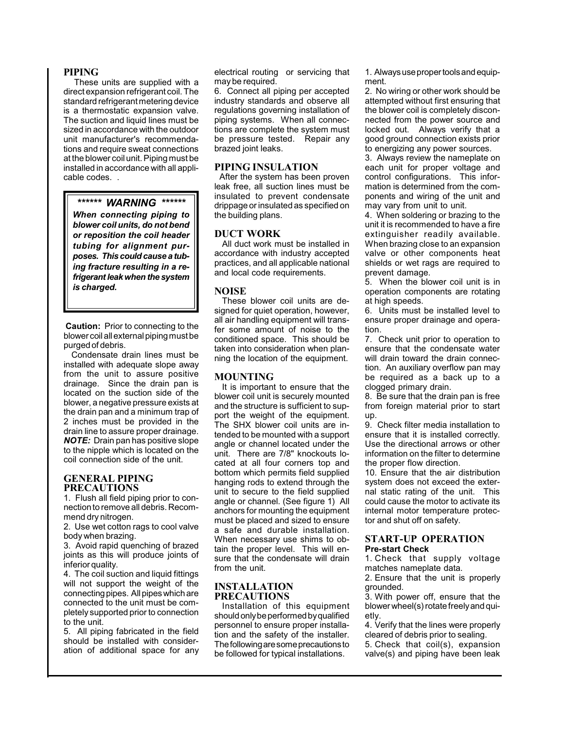## PIPING

These units are supplied with a direct expansion refrigerant coil. The standard refrigerant metering device is a thermostatic expansion valve. The suction and liquid lines must be sized in accordance with the outdoor unit manufacturer's recommendations and require sweat connections at the blower coil unit. Piping must be installed in accordance with all applicable codes. .

> ****** ***WARNING*** ******
>
> ***When connecting piping to blower coil units, do not bend or reposition the coil header tubing for alignment purposes. This could cause a tubing fracture resulting in a refrigerant leak when the system is charged.***

**Caution:** Prior to connecting to the blower coil all external piping must be purged of debris.

Condensate drain lines must be installed with adequate slope away from the unit to assure positive drainage. Since the drain pan is located on the suction side of the blower, a negative pressure exists at the drain pan and a minimum trap of 2 inches must be provided in the drain line to assure proper drainage. ***NOTE:*** Drain pan has positive slope to the nipple which is located on the coil connection side of the unit.

## GENERAL PIPING PRECAUTIONS

1. Flush all field piping prior to connection to remove all debris. Recommend dry nitrogen.
2. Use wet cotton rags to cool valve body when brazing.
3. Avoid rapid quenching of brazed joints as this will produce joints of inferior quality.
4. The coil suction and liquid fittings will not support the weight of the connecting pipes. All pipes which are connected to the unit must be completely supported prior to connection to the unit.
5. All piping fabricated in the field should be installed with consideration of additional space for any electrical routing or servicing that may be required.
6. Connect all piping per accepted industry standards and observe all regulations governing installation of piping systems. When all connections are complete the system must be pressure tested. Repair any brazed joint leaks.

## PIPING INSULATION

After the system has been proven leak free, all suction lines must be insulated to prevent condensate drippage or insulated as specified on the building plans.

## DUCT WORK

All duct work must be installed in accordance with industry accepted practices, and all applicable national and local code requirements.

## NOISE

These blower coil units are designed for quiet operation, however, all air handling equipment will transfer some amount of noise to the conditioned space. This should be taken into consideration when planning the location of the equipment.

## MOUNTING

It is important to ensure that the blower coil unit is securely mounted and the structure is sufficient to support the weight of the equipment. The SHX blower coil units are intended to be mounted with a support angle or channel located under the unit. There are 7/8" knockouts located at all four corners top and bottom which permits field supplied hanging rods to extend through the unit to secure to the field supplied angle or channel. (See figure 1) All anchors for mounting the equipment must be placed and sized to ensure a safe and durable installation. When necessary use shims to obtain the proper level. This will ensure that the condensate will drain from the unit.

## INSTALLATION PRECAUTIONS

Installation of this equipment should only be performed by qualified personnel to ensure proper installation and the safety of the installer. The following are some precautions to be followed for typical installations.

1. Always use proper tools and equipment.
2. No wiring or other work should be attempted without first ensuring that the blower coil is completely disconnected from the power source and locked out. Always verify that a good ground connection exists prior to energizing any power sources.
3. Always review the nameplate on each unit for proper voltage and control configurations. This information is determined from the components and wiring of the unit and may vary from unit to unit.
4. When soldering or brazing to the unit it is recommended to have a fire extinguisher readily available. When brazing close to an expansion valve or other components heat shields or wet rags are required to prevent damage.
5. When the blower coil unit is in operation components are rotating at high speeds.
6. Units must be installed level to ensure proper drainage and operation.
7. Check unit prior to operation to ensure that the condensate water will drain toward the drain connection. An auxiliary overflow pan may be required as a back up to a clogged primary drain.
8. Be sure that the drain pan is free from foreign material prior to start up.
9. Check filter media installation to ensure that it is installed correctly. Use the directional arrows or other information on the filter to determine the proper flow direction.
10. Ensure that the air distribution system does not exceed the external static rating of the unit. This could cause the motor to activate its internal motor temperature protector and shut off on safety.

## START-UP OPERATION

### Pre-start Check

1. Check that supply voltage matches nameplate data.
2. Ensure that the unit is properly grounded.
3. With power off, ensure that the blower wheel(s) rotate freely and quietly.
4. Verify that the lines were properly cleared of debris prior to sealing.
5. Check that coil(s), expansion valve(s) and piping have been leak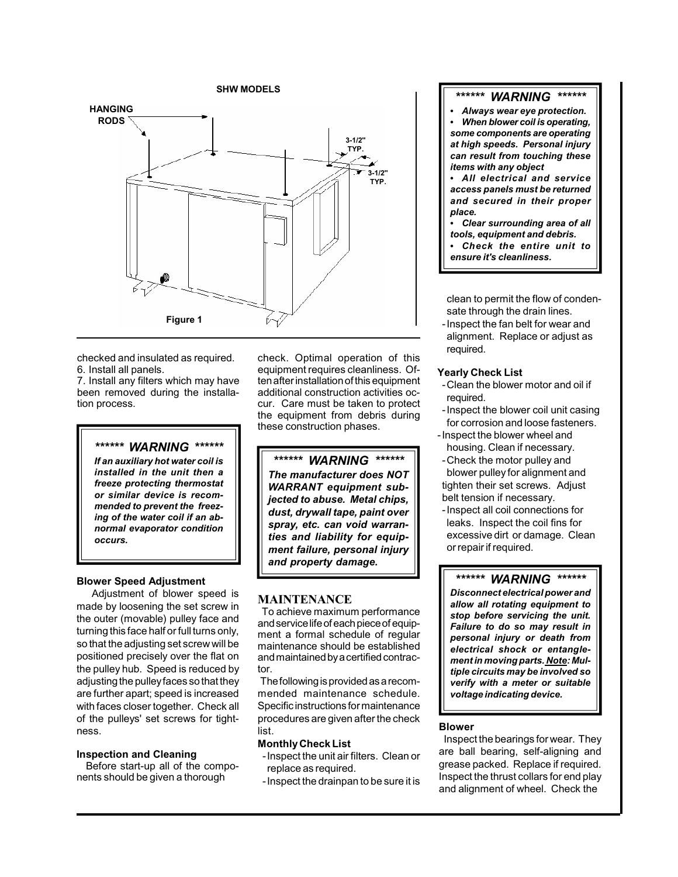SHW MODELS

HANGING RODS

3-1/2" TYP.

3-1/2" TYP.

Figure 1

checked and insulated as required.
6. Install all panels.
7. Install any filters which may have been removed during the installation process.

> ****** ***WARNING*** ******
>
> ***If an auxiliary hot water coil is installed in the unit then a freeze protecting thermostat or similar device is recommended to prevent the freezing of the water coil if an abnormal evaporator condition occurs.***

**Blower Speed Adjustment**

Adjustment of blower speed is made by loosening the set screw in the outer (movable) pulley face and turning this face half or full turns only, so that the adjusting set screw will be positioned precisely over the flat on the pulley hub. Speed is reduced by adjusting the pulley faces so that they are further apart; speed is increased with faces closer together. Check all of the pulleys' set screws for tightness.

**Inspection and Cleaning**

Before start-up all of the components should be given a thorough check. Optimal operation of this equipment requires cleanliness. Often after installation of this equipment additional construction activities occur. Care must be taken to protect the equipment from debris during these construction phases.

> ****** ***WARNING*** ******
>
> ***The manufacturer does NOT WARRANT equipment subjected to abuse. Metal chips, dust, drywall tape, paint over spray, etc. can void warranties and liability for equipment failure, personal injury and property damage.***

## MAINTENANCE

To achieve maximum performance and service life of each piece of equipment a formal schedule of regular maintenance should be established and maintained by a certified contractor.

The following is provided as a recommended maintenance schedule. Specific instructions for maintenance procedures are given after the check list.

**Monthly Check List**

- Inspect the unit air filters. Clean or replace as required.
- Inspect the drainpan to be sure it is clean to permit the flow of condensate through the drain lines.
- Inspect the fan belt for wear and alignment. Replace or adjust as required.

> ****** ***WARNING*** ******
>
> - ***Always wear eye protection.***
> - ***When blower coil is operating, some components are operating at high speeds. Personal injury can result from touching these items with any object***
> - ***All electrical and service access panels must be returned and secured in their proper place.***
> - ***Clear surrounding area of all tools, equipment and debris.***
> - ***Check the entire unit to ensure it's cleanliness.***

**Yearly Check List**

- Clean the blower motor and oil if required.
- Inspect the blower coil unit casing for corrosion and loose fasteners.
- Inspect the blower wheel and housing. Clean if necessary.
- Check the motor pulley and blower pulley for alignment and tighten their set screws. Adjust belt tension if necessary.
- Inspect all coil connections for leaks. Inspect the coil fins for excessive dirt or damage. Clean or repair if required.

> ****** ***WARNING*** ******
>
> ***Disconnect electrical power and allow all rotating equipment to stop before servicing the unit. Failure to do so may result in personal injury or death from electrical shock or entanglement in moving parts. Note: Multiple circuits may be involved so verify with a meter or suitable voltage indicating device.***

**Blower**

Inspect the bearings for wear. They are ball bearing, self-aligning and grease packed. Replace if required. Inspect the thrust collars for end play and alignment of wheel. Check the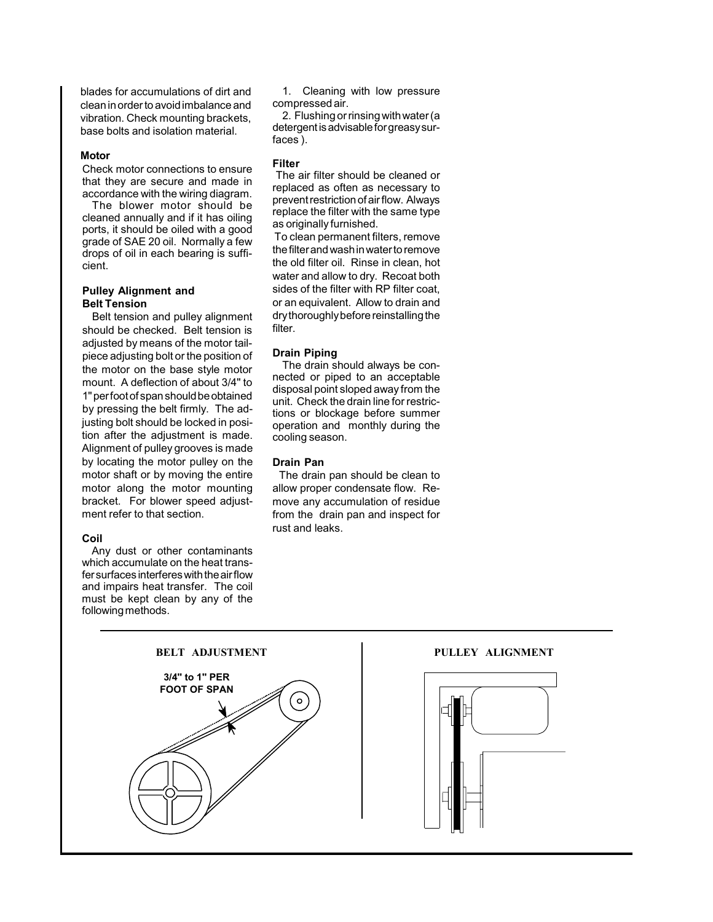blades for accumulations of dirt and clean in order to avoid imbalance and vibration. Check mounting brackets, base bolts and isolation material.

**Motor**

Check motor connections to ensure that they are secure and made in accordance with the wiring diagram.

The blower motor should be cleaned annually and if it has oiling ports, it should be oiled with a good grade of SAE 20 oil. Normally a few drops of oil in each bearing is sufficient.

**Pulley Alignment and Belt Tension**

Belt tension and pulley alignment should be checked. Belt tension is adjusted by means of the motor tailpiece adjusting bolt or the position of the motor on the base style motor mount. A deflection of about 3/4" to 1" per foot of span should be obtained by pressing the belt firmly. The adjusting bolt should be locked in position after the adjustment is made. Alignment of pulley grooves is made by locating the motor pulley on the motor shaft or by moving the entire motor along the motor mounting bracket. For blower speed adjustment refer to that section.

**Coil**

Any dust or other contaminants which accumulate on the heat transfer surfaces interferes with the air flow and impairs heat transfer. The coil must be kept clean by any of the following methods.

1. Cleaning with low pressure compressed air.
2. Flushing or rinsing with water (a detergent is advisable for greasy surfaces ).

**Filter**

The air filter should be cleaned or replaced as often as necessary to prevent restriction of air flow. Always replace the filter with the same type as originally furnished.

To clean permanent filters, remove the filter and wash in water to remove the old filter oil. Rinse in clean, hot water and allow to dry. Recoat both sides of the filter with RP filter coat, or an equivalent. Allow to drain and dry thoroughly before reinstalling the filter.

**Drain Piping**

The drain should always be connected or piped to an acceptable disposal point sloped away from the unit. Check the drain line for restrictions or blockage before summer operation and monthly during the cooling season.

**Drain Pan**

The drain pan should be clean to allow proper condensate flow. Remove any accumulation of residue from the drain pan and inspect for rust and leaks.

BELT ADJUSTMENT

3/4" to 1" PER FOOT OF SPAN

PULLEY ALIGNMENT